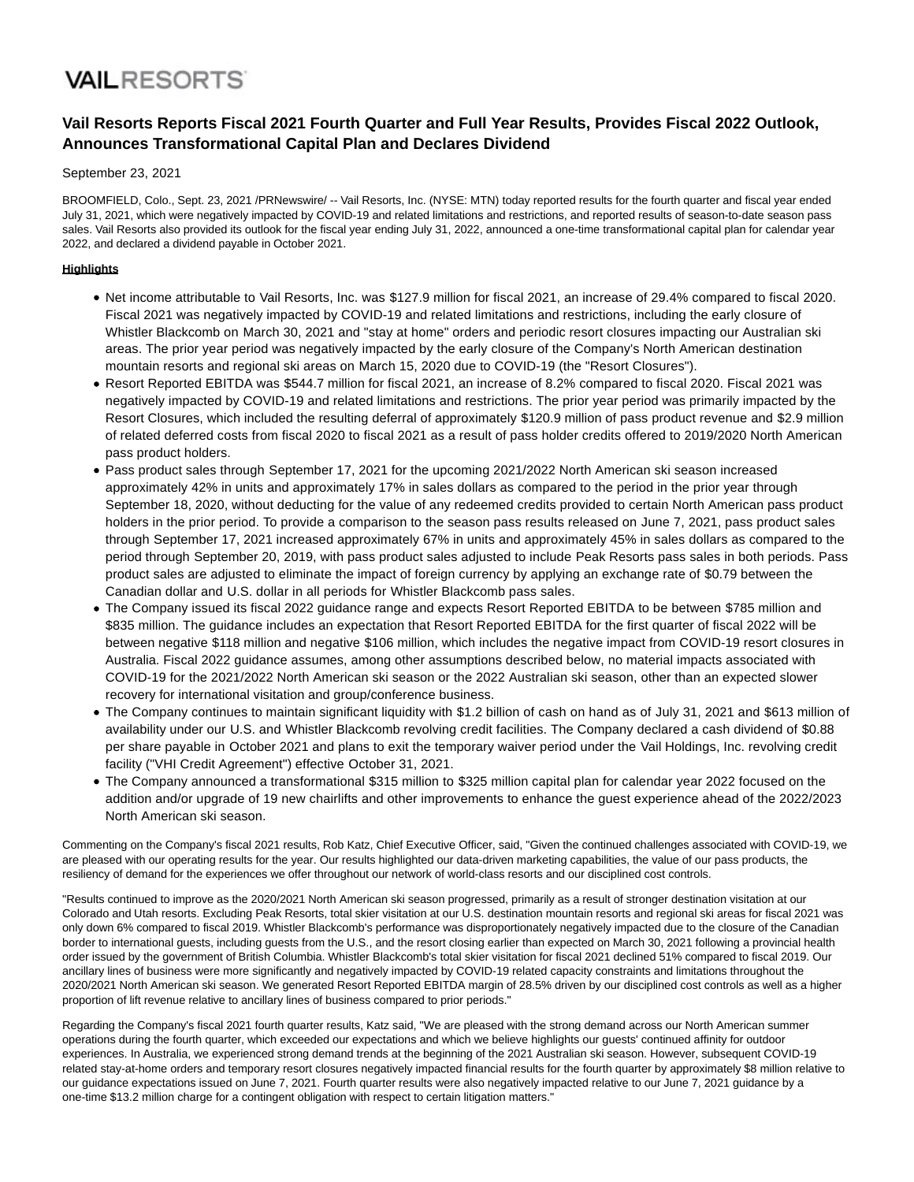VAIL RESORTS

# Vail Resorts Reports Fiscal 2021 Fourth Quarter and Full Year Results, Provides Fiscal 2022 Outlook, Announces Transformational Capital Plan and Declares Dividend

September 23, 2021

BROOMFIELD, Colo., Sept. 23, 2021 /PRNewswire/ -- Vail Resorts, Inc. (NYSE: MTN) today reported results for the fourth quarter and fiscal year ended July 31, 2021, which were negatively impacted by COVID-19 and related limitations and restrictions, and reported results of season-to-date season pass sales. Vail Resorts also provided its outlook for the fiscal year ending July 31, 2022, announced a one-time transformational capital plan for calendar year 2022, and declared a dividend payable in October 2021.

**Highlights**

- Net income attributable to Vail Resorts, Inc. was $127.9 million for fiscal 2021, an increase of 29.4% compared to fiscal 2020. Fiscal 2021 was negatively impacted by COVID-19 and related limitations and restrictions, including the early closure of Whistler Blackcomb on March 30, 2021 and "stay at home" orders and periodic resort closures impacting our Australian ski areas. The prior year period was negatively impacted by the early closure of the Company's North American destination mountain resorts and regional ski areas on March 15, 2020 due to COVID-19 (the "Resort Closures").
- Resort Reported EBITDA was $544.7 million for fiscal 2021, an increase of 8.2% compared to fiscal 2020. Fiscal 2021 was negatively impacted by COVID-19 and related limitations and restrictions. The prior year period was primarily impacted by the Resort Closures, which included the resulting deferral of approximately $120.9 million of pass product revenue and $2.9 million of related deferred costs from fiscal 2020 to fiscal 2021 as a result of pass holder credits offered to 2019/2020 North American pass product holders.
- Pass product sales through September 17, 2021 for the upcoming 2021/2022 North American ski season increased approximately 42% in units and approximately 17% in sales dollars as compared to the period in the prior year through September 18, 2020, without deducting for the value of any redeemed credits provided to certain North American pass product holders in the prior period. To provide a comparison to the season pass results released on June 7, 2021, pass product sales through September 17, 2021 increased approximately 67% in units and approximately 45% in sales dollars as compared to the period through September 20, 2019, with pass product sales adjusted to include Peak Resorts pass sales in both periods. Pass product sales are adjusted to eliminate the impact of foreign currency by applying an exchange rate of $0.79 between the Canadian dollar and U.S. dollar in all periods for Whistler Blackcomb pass sales.
- The Company issued its fiscal 2022 guidance range and expects Resort Reported EBITDA to be between $785 million and $835 million. The guidance includes an expectation that Resort Reported EBITDA for the first quarter of fiscal 2022 will be between negative $118 million and negative $106 million, which includes the negative impact from COVID-19 resort closures in Australia. Fiscal 2022 guidance assumes, among other assumptions described below, no material impacts associated with COVID-19 for the 2021/2022 North American ski season or the 2022 Australian ski season, other than an expected slower recovery for international visitation and group/conference business.
- The Company continues to maintain significant liquidity with $1.2 billion of cash on hand as of July 31, 2021 and $613 million of availability under our U.S. and Whistler Blackcomb revolving credit facilities. The Company declared a cash dividend of $0.88 per share payable in October 2021 and plans to exit the temporary waiver period under the Vail Holdings, Inc. revolving credit facility ("VHI Credit Agreement") effective October 31, 2021.
- The Company announced a transformational $315 million to $325 million capital plan for calendar year 2022 focused on the addition and/or upgrade of 19 new chairlifts and other improvements to enhance the guest experience ahead of the 2022/2023 North American ski season.

Commenting on the Company's fiscal 2021 results, Rob Katz, Chief Executive Officer, said, "Given the continued challenges associated with COVID-19, we are pleased with our operating results for the year. Our results highlighted our data-driven marketing capabilities, the value of our pass products, the resiliency of demand for the experiences we offer throughout our network of world-class resorts and our disciplined cost controls.

"Results continued to improve as the 2020/2021 North American ski season progressed, primarily as a result of stronger destination visitation at our Colorado and Utah resorts. Excluding Peak Resorts, total skier visitation at our U.S. destination mountain resorts and regional ski areas for fiscal 2021 was only down 6% compared to fiscal 2019. Whistler Blackcomb's performance was disproportionately negatively impacted due to the closure of the Canadian border to international guests, including guests from the U.S., and the resort closing earlier than expected on March 30, 2021 following a provincial health order issued by the government of British Columbia. Whistler Blackcomb's total skier visitation for fiscal 2021 declined 51% compared to fiscal 2019. Our ancillary lines of business were more significantly and negatively impacted by COVID-19 related capacity constraints and limitations throughout the 2020/2021 North American ski season. We generated Resort Reported EBITDA margin of 28.5% driven by our disciplined cost controls as well as a higher proportion of lift revenue relative to ancillary lines of business compared to prior periods."

Regarding the Company's fiscal 2021 fourth quarter results, Katz said, "We are pleased with the strong demand across our North American summer operations during the fourth quarter, which exceeded our expectations and which we believe highlights our guests' continued affinity for outdoor experiences. In Australia, we experienced strong demand trends at the beginning of the 2021 Australian ski season. However, subsequent COVID-19 related stay-at-home orders and temporary resort closures negatively impacted financial results for the fourth quarter by approximately $8 million relative to our guidance expectations issued on June 7, 2021. Fourth quarter results were also negatively impacted relative to our June 7, 2021 guidance by a one-time $13.2 million charge for a contingent obligation with respect to certain litigation matters."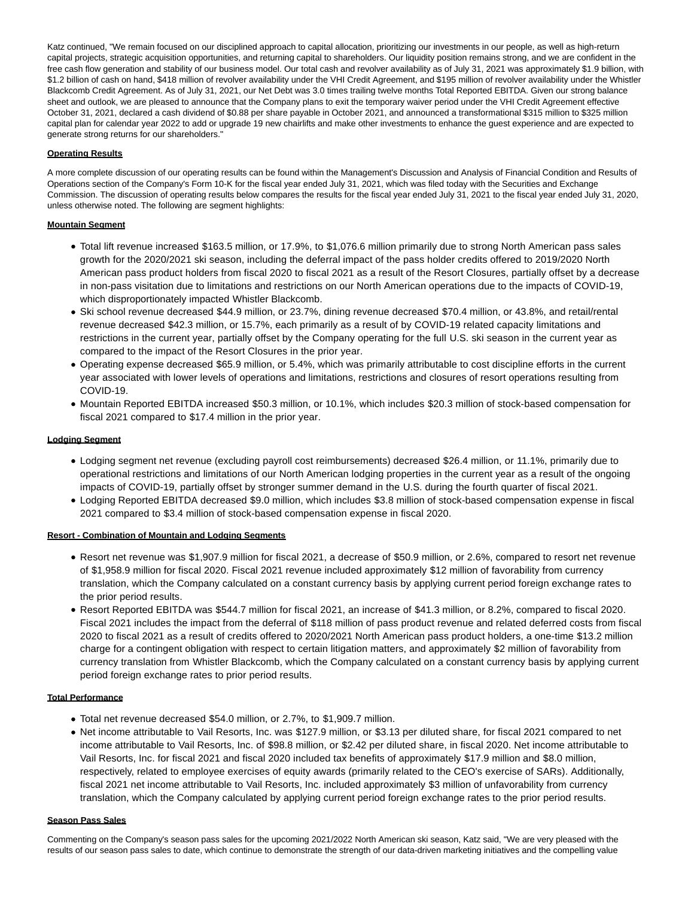Katz continued, "We remain focused on our disciplined approach to capital allocation, prioritizing our investments in our people, as well as high-return capital projects, strategic acquisition opportunities, and returning capital to shareholders. Our liquidity position remains strong, and we are confident in the free cash flow generation and stability of our business model. Our total cash and revolver availability as of July 31, 2021 was approximately $1.9 billion, with $1.2 billion of cash on hand, $418 million of revolver availability under the VHI Credit Agreement, and $195 million of revolver availability under the Whistler Blackcomb Credit Agreement. As of July 31, 2021, our Net Debt was 3.0 times trailing twelve months Total Reported EBITDA. Given our strong balance sheet and outlook, we are pleased to announce that the Company plans to exit the temporary waiver period under the VHI Credit Agreement effective October 31, 2021, declared a cash dividend of $0.88 per share payable in October 2021, and announced a transformational $315 million to $325 million capital plan for calendar year 2022 to add or upgrade 19 new chairlifts and make other investments to enhance the guest experience and are expected to generate strong returns for our shareholders."

**Operating Results**

A more complete discussion of our operating results can be found within the Management's Discussion and Analysis of Financial Condition and Results of Operations section of the Company's Form 10-K for the fiscal year ended July 31, 2021, which was filed today with the Securities and Exchange Commission. The discussion of operating results below compares the results for the fiscal year ended July 31, 2021 to the fiscal year ended July 31, 2020, unless otherwise noted. The following are segment highlights:

**Mountain Segment**

- Total lift revenue increased $163.5 million, or 17.9%, to $1,076.6 million primarily due to strong North American pass sales growth for the 2020/2021 ski season, including the deferral impact of the pass holder credits offered to 2019/2020 North American pass product holders from fiscal 2020 to fiscal 2021 as a result of the Resort Closures, partially offset by a decrease in non-pass visitation due to limitations and restrictions on our North American operations due to the impacts of COVID-19, which disproportionately impacted Whistler Blackcomb.
- Ski school revenue decreased $44.9 million, or 23.7%, dining revenue decreased $70.4 million, or 43.8%, and retail/rental revenue decreased $42.3 million, or 15.7%, each primarily as a result of by COVID-19 related capacity limitations and restrictions in the current year, partially offset by the Company operating for the full U.S. ski season in the current year as compared to the impact of the Resort Closures in the prior year.
- Operating expense decreased $65.9 million, or 5.4%, which was primarily attributable to cost discipline efforts in the current year associated with lower levels of operations and limitations, restrictions and closures of resort operations resulting from COVID-19.
- Mountain Reported EBITDA increased $50.3 million, or 10.1%, which includes $20.3 million of stock-based compensation for fiscal 2021 compared to $17.4 million in the prior year.

**Lodging Segment**

- Lodging segment net revenue (excluding payroll cost reimbursements) decreased $26.4 million, or 11.1%, primarily due to operational restrictions and limitations of our North American lodging properties in the current year as a result of the ongoing impacts of COVID-19, partially offset by stronger summer demand in the U.S. during the fourth quarter of fiscal 2021.
- Lodging Reported EBITDA decreased $9.0 million, which includes $3.8 million of stock-based compensation expense in fiscal 2021 compared to $3.4 million of stock-based compensation expense in fiscal 2020.

**Resort - Combination of Mountain and Lodging Segments**

- Resort net revenue was $1,907.9 million for fiscal 2021, a decrease of $50.9 million, or 2.6%, compared to resort net revenue of $1,958.9 million for fiscal 2020. Fiscal 2021 revenue included approximately $12 million of favorability from currency translation, which the Company calculated on a constant currency basis by applying current period foreign exchange rates to the prior period results.
- Resort Reported EBITDA was $544.7 million for fiscal 2021, an increase of $41.3 million, or 8.2%, compared to fiscal 2020. Fiscal 2021 includes the impact from the deferral of $118 million of pass product revenue and related deferred costs from fiscal 2020 to fiscal 2021 as a result of credits offered to 2020/2021 North American pass product holders, a one-time $13.2 million charge for a contingent obligation with respect to certain litigation matters, and approximately $2 million of favorability from currency translation from Whistler Blackcomb, which the Company calculated on a constant currency basis by applying current period foreign exchange rates to prior period results.

**Total Performance**

- Total net revenue decreased $54.0 million, or 2.7%, to $1,909.7 million.
- Net income attributable to Vail Resorts, Inc. was $127.9 million, or $3.13 per diluted share, for fiscal 2021 compared to net income attributable to Vail Resorts, Inc. of $98.8 million, or $2.42 per diluted share, in fiscal 2020. Net income attributable to Vail Resorts, Inc. for fiscal 2021 and fiscal 2020 included tax benefits of approximately $17.9 million and $8.0 million, respectively, related to employee exercises of equity awards (primarily related to the CEO's exercise of SARs). Additionally, fiscal 2021 net income attributable to Vail Resorts, Inc. included approximately $3 million of unfavorability from currency translation, which the Company calculated by applying current period foreign exchange rates to the prior period results.

**Season Pass Sales**

Commenting on the Company's season pass sales for the upcoming 2021/2022 North American ski season, Katz said, "We are very pleased with the results of our season pass sales to date, which continue to demonstrate the strength of our data-driven marketing initiatives and the compelling value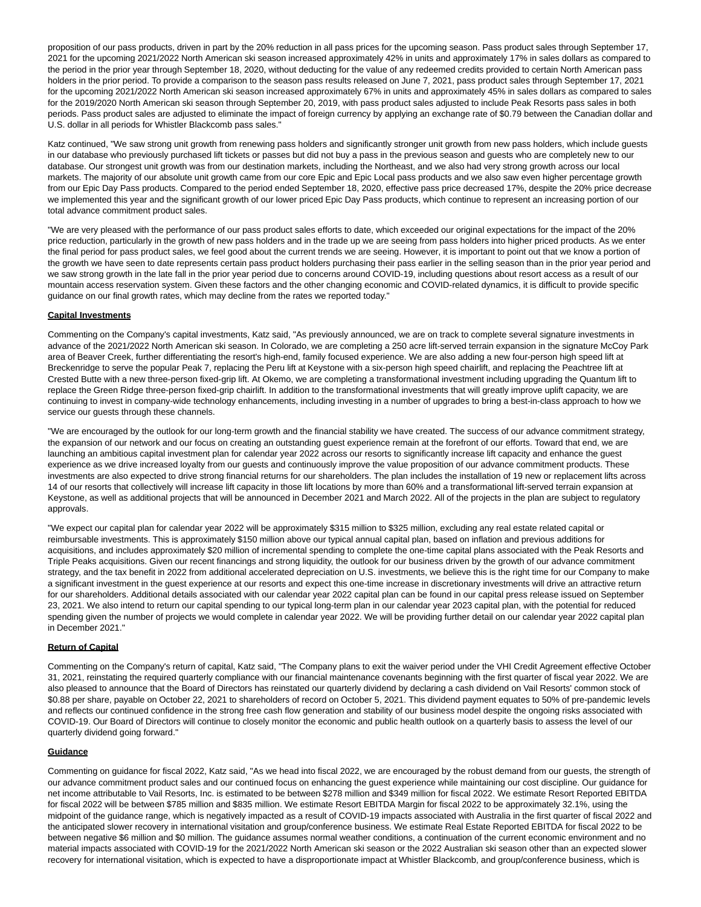proposition of our pass products, driven in part by the 20% reduction in all pass prices for the upcoming season. Pass product sales through September 17, 2021 for the upcoming 2021/2022 North American ski season increased approximately 42% in units and approximately 17% in sales dollars as compared to the period in the prior year through September 18, 2020, without deducting for the value of any redeemed credits provided to certain North American pass holders in the prior period. To provide a comparison to the season pass results released on June 7, 2021, pass product sales through September 17, 2021 for the upcoming 2021/2022 North American ski season increased approximately 67% in units and approximately 45% in sales dollars as compared to sales for the 2019/2020 North American ski season through September 20, 2019, with pass product sales adjusted to include Peak Resorts pass sales in both periods. Pass product sales are adjusted to eliminate the impact of foreign currency by applying an exchange rate of $0.79 between the Canadian dollar and U.S. dollar in all periods for Whistler Blackcomb pass sales."

Katz continued, "We saw strong unit growth from renewing pass holders and significantly stronger unit growth from new pass holders, which include guests in our database who previously purchased lift tickets or passes but did not buy a pass in the previous season and guests who are completely new to our database. Our strongest unit growth was from our destination markets, including the Northeast, and we also had very strong growth across our local markets. The majority of our absolute unit growth came from our core Epic and Epic Local pass products and we also saw even higher percentage growth from our Epic Day Pass products. Compared to the period ended September 18, 2020, effective pass price decreased 17%, despite the 20% price decrease we implemented this year and the significant growth of our lower priced Epic Day Pass products, which continue to represent an increasing portion of our total advance commitment product sales.

"We are very pleased with the performance of our pass product sales efforts to date, which exceeded our original expectations for the impact of the 20% price reduction, particularly in the growth of new pass holders and in the trade up we are seeing from pass holders into higher priced products. As we enter the final period for pass product sales, we feel good about the current trends we are seeing. However, it is important to point out that we know a portion of the growth we have seen to date represents certain pass product holders purchasing their pass earlier in the selling season than in the prior year period and we saw strong growth in the late fall in the prior year period due to concerns around COVID-19, including questions about resort access as a result of our mountain access reservation system. Given these factors and the other changing economic and COVID-related dynamics, it is difficult to provide specific guidance on our final growth rates, which may decline from the rates we reported today."

**Capital Investments**

Commenting on the Company's capital investments, Katz said, "As previously announced, we are on track to complete several signature investments in advance of the 2021/2022 North American ski season. In Colorado, we are completing a 250 acre lift-served terrain expansion in the signature McCoy Park area of Beaver Creek, further differentiating the resort's high-end, family focused experience. We are also adding a new four-person high speed lift at Breckenridge to serve the popular Peak 7, replacing the Peru lift at Keystone with a six-person high speed chairlift, and replacing the Peachtree lift at Crested Butte with a new three-person fixed-grip lift. At Okemo, we are completing a transformational investment including upgrading the Quantum lift to replace the Green Ridge three-person fixed-grip chairlift. In addition to the transformational investments that will greatly improve uplift capacity, we are continuing to invest in company-wide technology enhancements, including investing in a number of upgrades to bring a best-in-class approach to how we service our guests through these channels.

"We are encouraged by the outlook for our long-term growth and the financial stability we have created. The success of our advance commitment strategy, the expansion of our network and our focus on creating an outstanding guest experience remain at the forefront of our efforts. Toward that end, we are launching an ambitious capital investment plan for calendar year 2022 across our resorts to significantly increase lift capacity and enhance the guest experience as we drive increased loyalty from our guests and continuously improve the value proposition of our advance commitment products. These investments are also expected to drive strong financial returns for our shareholders. The plan includes the installation of 19 new or replacement lifts across 14 of our resorts that collectively will increase lift capacity in those lift locations by more than 60% and a transformational lift-served terrain expansion at Keystone, as well as additional projects that will be announced in December 2021 and March 2022. All of the projects in the plan are subject to regulatory approvals.

"We expect our capital plan for calendar year 2022 will be approximately $315 million to $325 million, excluding any real estate related capital or reimbursable investments. This is approximately $150 million above our typical annual capital plan, based on inflation and previous additions for acquisitions, and includes approximately $20 million of incremental spending to complete the one-time capital plans associated with the Peak Resorts and Triple Peaks acquisitions. Given our recent financings and strong liquidity, the outlook for our business driven by the growth of our advance commitment strategy, and the tax benefit in 2022 from additional accelerated depreciation on U.S. investments, we believe this is the right time for our Company to make a significant investment in the guest experience at our resorts and expect this one-time increase in discretionary investments will drive an attractive return for our shareholders. Additional details associated with our calendar year 2022 capital plan can be found in our capital press release issued on September 23, 2021. We also intend to return our capital spending to our typical long-term plan in our calendar year 2023 capital plan, with the potential for reduced spending given the number of projects we would complete in calendar year 2022. We will be providing further detail on our calendar year 2022 capital plan in December 2021."

**Return of Capital**

Commenting on the Company's return of capital, Katz said, "The Company plans to exit the waiver period under the VHI Credit Agreement effective October 31, 2021, reinstating the required quarterly compliance with our financial maintenance covenants beginning with the first quarter of fiscal year 2022. We are also pleased to announce that the Board of Directors has reinstated our quarterly dividend by declaring a cash dividend on Vail Resorts' common stock of $0.88 per share, payable on October 22, 2021 to shareholders of record on October 5, 2021. This dividend payment equates to 50% of pre-pandemic levels and reflects our continued confidence in the strong free cash flow generation and stability of our business model despite the ongoing risks associated with COVID-19. Our Board of Directors will continue to closely monitor the economic and public health outlook on a quarterly basis to assess the level of our quarterly dividend going forward."

**Guidance**

Commenting on guidance for fiscal 2022, Katz said, "As we head into fiscal 2022, we are encouraged by the robust demand from our guests, the strength of our advance commitment product sales and our continued focus on enhancing the guest experience while maintaining our cost discipline. Our guidance for net income attributable to Vail Resorts, Inc. is estimated to be between $278 million and $349 million for fiscal 2022. We estimate Resort Reported EBITDA for fiscal 2022 will be between $785 million and $835 million. We estimate Resort EBITDA Margin for fiscal 2022 to be approximately 32.1%, using the midpoint of the guidance range, which is negatively impacted as a result of COVID-19 impacts associated with Australia in the first quarter of fiscal 2022 and the anticipated slower recovery in international visitation and group/conference business. We estimate Real Estate Reported EBITDA for fiscal 2022 to be between negative $6 million and $0 million. The guidance assumes normal weather conditions, a continuation of the current economic environment and no material impacts associated with COVID-19 for the 2021/2022 North American ski season or the 2022 Australian ski season other than an expected slower recovery for international visitation, which is expected to have a disproportionate impact at Whistler Blackcomb, and group/conference business, which is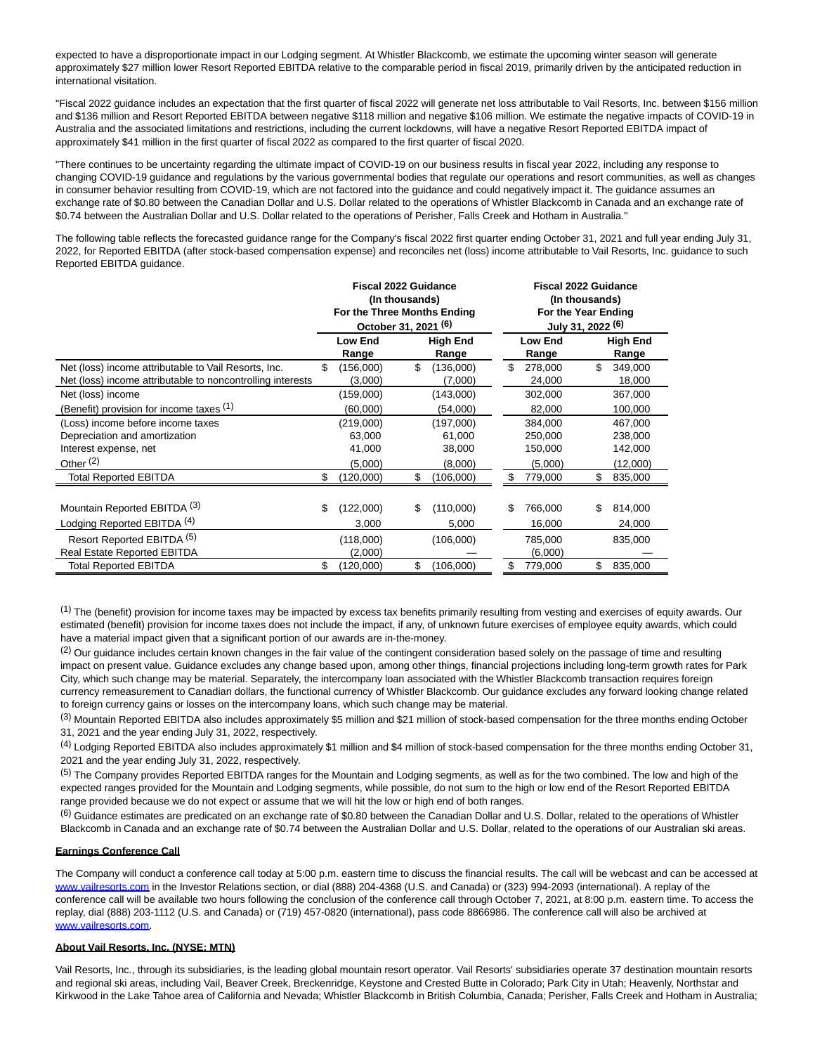expected to have a disproportionate impact in our Lodging segment. At Whistler Blackcomb, we estimate the upcoming winter season will generate approximately $27 million lower Resort Reported EBITDA relative to the comparable period in fiscal 2019, primarily driven by the anticipated reduction in international visitation.

"Fiscal 2022 guidance includes an expectation that the first quarter of fiscal 2022 will generate net loss attributable to Vail Resorts, Inc. between $156 million and $136 million and Resort Reported EBITDA between negative $118 million and negative $106 million. We estimate the negative impacts of COVID-19 in Australia and the associated limitations and restrictions, including the current lockdowns, will have a negative Resort Reported EBITDA impact of approximately $41 million in the first quarter of fiscal 2022 as compared to the first quarter of fiscal 2020.

"There continues to be uncertainty regarding the ultimate impact of COVID-19 on our business results in fiscal year 2022, including any response to changing COVID-19 guidance and regulations by the various governmental bodies that regulate our operations and resort communities, as well as changes in consumer behavior resulting from COVID-19, which are not factored into the guidance and could negatively impact it. The guidance assumes an exchange rate of $0.80 between the Canadian Dollar and U.S. Dollar related to the operations of Whistler Blackcomb in Canada and an exchange rate of $0.74 between the Australian Dollar and U.S. Dollar related to the operations of Perisher, Falls Creek and Hotham in Australia."

The following table reflects the forecasted guidance range for the Company's fiscal 2022 first quarter ending October 31, 2021 and full year ending July 31, 2022, for Reported EBITDA (after stock-based compensation expense) and reconciles net (loss) income attributable to Vail Resorts, Inc. guidance to such Reported EBITDA guidance.

| | Fiscal 2022 Guidance (In thousands) For the Three Months Ending October 31, 2021 [6] | | Fiscal 2022 Guidance (In thousands) For the Year Ending July 31, 2022 [6] | |
|---|---|---|---|---|
| | Low End Range | High End Range | Low End Range | High End Range |
| Net (loss) income attributable to Vail Resorts, Inc. | $ (156,000) | $ (136,000) | $ 278,000 | $ 349,000 |
| Net (loss) income attributable to noncontrolling interests | (3,000) | (7,000) | 24,000 | 18,000 |
| Net (loss) income | (159,000) | (143,000) | 302,000 | 367,000 |
| (Benefit) provision for income taxes [1] | (60,000) | (54,000) | 82,000 | 100,000 |
| (Loss) income before income taxes | (219,000) | (197,000) | 384,000 | 467,000 |
| Depreciation and amortization | 63,000 | 61,000 | 250,000 | 238,000 |
| Interest expense, net | 41,000 | 38,000 | 150,000 | 142,000 |
| Other [2] | (5,000) | (8,000) | (5,000) | (12,000) |
| Total Reported EBITDA | $ (120,000) | $ (106,000) | $ 779,000 | $ 835,000 |
| | | | | |
| Mountain Reported EBITDA [3] | $ (122,000) | $ (110,000) | $ 766,000 | $ 814,000 |
| Lodging Reported EBITDA [4] | 3,000 | 5,000 | 16,000 | 24,000 |
| Resort Reported EBITDA [5] | (118,000) | (106,000) | 785,000 | 835,000 |
| Real Estate Reported EBITDA | (2,000) | — | (6,000) | — |
| Total Reported EBITDA | $ (120,000) | $ (106,000) | $ 779,000 | $ 835,000 |

[1] The (benefit) provision for income taxes may be impacted by excess tax benefits primarily resulting from vesting and exercises of equity awards. Our estimated (benefit) provision for income taxes does not include the impact, if any, of unknown future exercises of employee equity awards, which could have a material impact given that a significant portion of our awards are in-the-money.

[2] Our guidance includes certain known changes in the fair value of the contingent consideration based solely on the passage of time and resulting impact on present value. Guidance excludes any change based upon, among other things, financial projections including long-term growth rates for Park City, which such change may be material. Separately, the intercompany loan associated with the Whistler Blackcomb transaction requires foreign currency remeasurement to Canadian dollars, the functional currency of Whistler Blackcomb. Our guidance excludes any forward looking change related to foreign currency gains or losses on the intercompany loans, which such change may be material.

[3] Mountain Reported EBITDA also includes approximately $5 million and $21 million of stock-based compensation for the three months ending October 31, 2021 and the year ending July 31, 2022, respectively.

[4] Lodging Reported EBITDA also includes approximately $1 million and $4 million of stock-based compensation for the three months ending October 31, 2021 and the year ending July 31, 2022, respectively.

[5] The Company provides Reported EBITDA ranges for the Mountain and Lodging segments, as well as for the two combined. The low and high of the expected ranges provided for the Mountain and Lodging segments, while possible, do not sum to the high or low end of the Resort Reported EBITDA range provided because we do not expect or assume that we will hit the low or high end of both ranges.

[6] Guidance estimates are predicated on an exchange rate of $0.80 between the Canadian Dollar and U.S. Dollar, related to the operations of Whistler Blackcomb in Canada and an exchange rate of $0.74 between the Australian Dollar and U.S. Dollar, related to the operations of our Australian ski areas.

**Earnings Conference Call**

The Company will conduct a conference call today at 5:00 p.m. eastern time to discuss the financial results. The call will be webcast and can be accessed at www.vailresorts.com in the Investor Relations section, or dial (888) 204-4368 (U.S. and Canada) or (323) 994-2093 (international). A replay of the conference call will be available two hours following the conclusion of the conference call through October 7, 2021, at 8:00 p.m. eastern time. To access the replay, dial (888) 203-1112 (U.S. and Canada) or (719) 457-0820 (international), pass code 8866986. The conference call will also be archived at www.vailresorts.com.

**About Vail Resorts, Inc. (NYSE: MTN)**

Vail Resorts, Inc., through its subsidiaries, is the leading global mountain resort operator. Vail Resorts' subsidiaries operate 37 destination mountain resorts and regional ski areas, including Vail, Beaver Creek, Breckenridge, Keystone and Crested Butte in Colorado; Park City in Utah; Heavenly, Northstar and Kirkwood in the Lake Tahoe area of California and Nevada; Whistler Blackcomb in British Columbia, Canada; Perisher, Falls Creek and Hotham in Australia;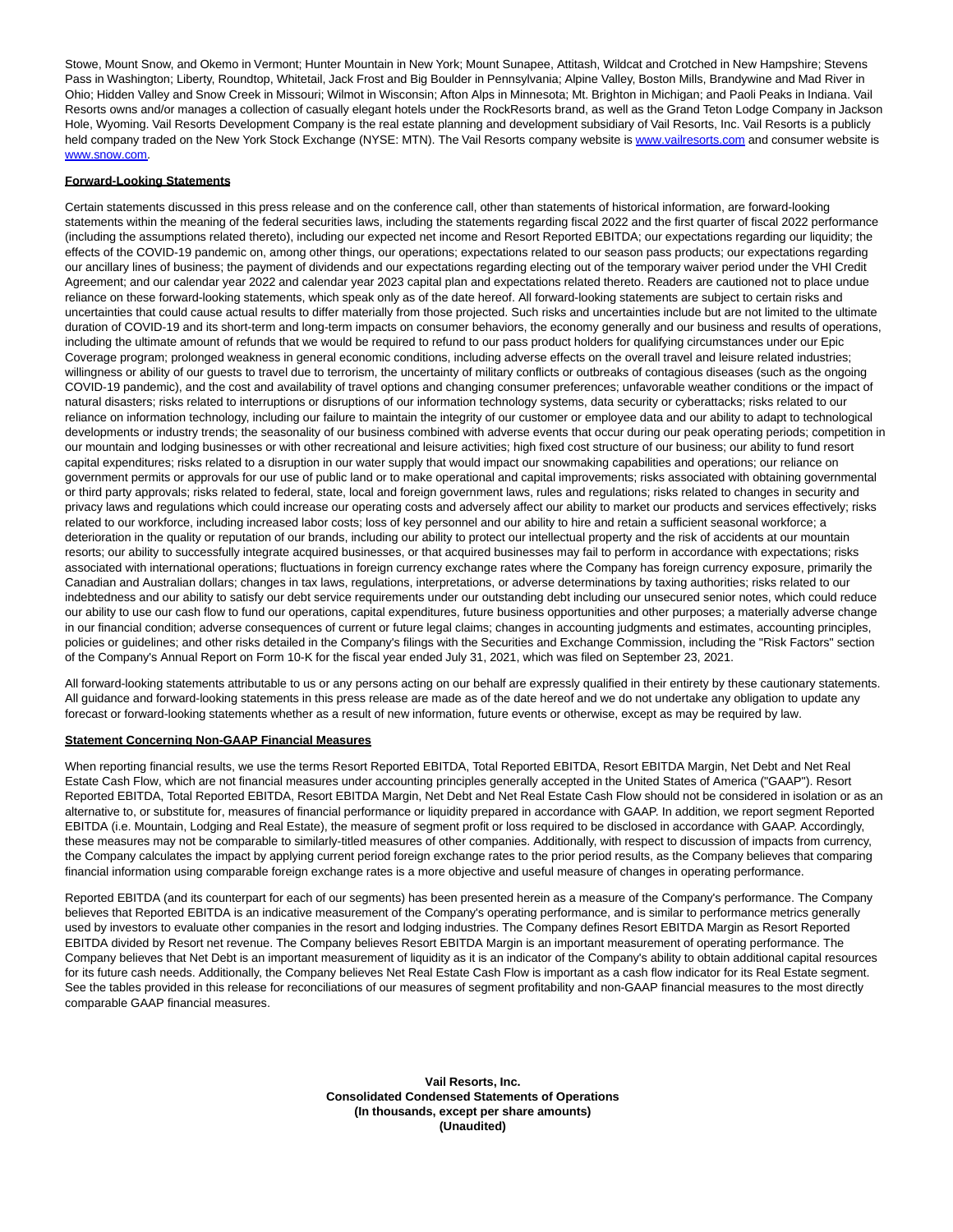Stowe, Mount Snow, and Okemo in Vermont; Hunter Mountain in New York; Mount Sunapee, Attitash, Wildcat and Crotched in New Hampshire; Stevens Pass in Washington; Liberty, Roundtop, Whitetail, Jack Frost and Big Boulder in Pennsylvania; Alpine Valley, Boston Mills, Brandywine and Mad River in Ohio; Hidden Valley and Snow Creek in Missouri; Wilmot in Wisconsin; Afton Alps in Minnesota; Mt. Brighton in Michigan; and Paoli Peaks in Indiana. Vail Resorts owns and/or manages a collection of casually elegant hotels under the RockResorts brand, as well as the Grand Teton Lodge Company in Jackson Hole, Wyoming. Vail Resorts Development Company is the real estate planning and development subsidiary of Vail Resorts, Inc. Vail Resorts is a publicly held company traded on the New York Stock Exchange (NYSE: MTN). The Vail Resorts company website is [www.vailresorts.com](http://www.vailresorts.com) and consumer website is [www.snow.com](http://www.snow.com).

**Forward-Looking Statements**

Certain statements discussed in this press release and on the conference call, other than statements of historical information, are forward-looking statements within the meaning of the federal securities laws, including the statements regarding fiscal 2022 and the first quarter of fiscal 2022 performance (including the assumptions related thereto), including our expected net income and Resort Reported EBITDA; our expectations regarding our liquidity; the effects of the COVID-19 pandemic on, among other things, our operations; expectations related to our season pass products; our expectations regarding our ancillary lines of business; the payment of dividends and our expectations regarding electing out of the temporary waiver period under the VHI Credit Agreement; and our calendar year 2022 and calendar year 2023 capital plan and expectations related thereto. Readers are cautioned not to place undue reliance on these forward-looking statements, which speak only as of the date hereof. All forward-looking statements are subject to certain risks and uncertainties that could cause actual results to differ materially from those projected. Such risks and uncertainties include but are not limited to the ultimate duration of COVID-19 and its short-term and long-term impacts on consumer behaviors, the economy generally and our business and results of operations, including the ultimate amount of refunds that we would be required to refund to our pass product holders for qualifying circumstances under our Epic Coverage program; prolonged weakness in general economic conditions, including adverse effects on the overall travel and leisure related industries; willingness or ability of our guests to travel due to terrorism, the uncertainty of military conflicts or outbreaks of contagious diseases (such as the ongoing COVID-19 pandemic), and the cost and availability of travel options and changing consumer preferences; unfavorable weather conditions or the impact of natural disasters; risks related to interruptions or disruptions of our information technology systems, data security or cyberattacks; risks related to our reliance on information technology, including our failure to maintain the integrity of our customer or employee data and our ability to adapt to technological developments or industry trends; the seasonality of our business combined with adverse events that occur during our peak operating periods; competition in our mountain and lodging businesses or with other recreational and leisure activities; high fixed cost structure of our business; our ability to fund resort capital expenditures; risks related to a disruption in our water supply that would impact our snowmaking capabilities and operations; our reliance on government permits or approvals for our use of public land or to make operational and capital improvements; risks associated with obtaining governmental or third party approvals; risks related to federal, state, local and foreign government laws, rules and regulations; risks related to changes in security and privacy laws and regulations which could increase our operating costs and adversely affect our ability to market our products and services effectively; risks related to our workforce, including increased labor costs; loss of key personnel and our ability to hire and retain a sufficient seasonal workforce; a deterioration in the quality or reputation of our brands, including our ability to protect our intellectual property and the risk of accidents at our mountain resorts; our ability to successfully integrate acquired businesses, or that acquired businesses may fail to perform in accordance with expectations; risks associated with international operations; fluctuations in foreign currency exchange rates where the Company has foreign currency exposure, primarily the Canadian and Australian dollars; changes in tax laws, regulations, interpretations, or adverse determinations by taxing authorities; risks related to our indebtedness and our ability to satisfy our debt service requirements under our outstanding debt including our unsecured senior notes, which could reduce our ability to use our cash flow to fund our operations, capital expenditures, future business opportunities and other purposes; a materially adverse change in our financial condition; adverse consequences of current or future legal claims; changes in accounting judgments and estimates, accounting principles, policies or guidelines; and other risks detailed in the Company's filings with the Securities and Exchange Commission, including the "Risk Factors" section of the Company's Annual Report on Form 10-K for the fiscal year ended July 31, 2021, which was filed on September 23, 2021.

All forward-looking statements attributable to us or any persons acting on our behalf are expressly qualified in their entirety by these cautionary statements. All guidance and forward-looking statements in this press release are made as of the date hereof and we do not undertake any obligation to update any forecast or forward-looking statements whether as a result of new information, future events or otherwise, except as may be required by law.

**Statement Concerning Non-GAAP Financial Measures**

When reporting financial results, we use the terms Resort Reported EBITDA, Total Reported EBITDA, Resort EBITDA Margin, Net Debt and Net Real Estate Cash Flow, which are not financial measures under accounting principles generally accepted in the United States of America ("GAAP"). Resort Reported EBITDA, Total Reported EBITDA, Resort EBITDA Margin, Net Debt and Net Real Estate Cash Flow should not be considered in isolation or as an alternative to, or substitute for, measures of financial performance or liquidity prepared in accordance with GAAP. In addition, we report segment Reported EBITDA (i.e. Mountain, Lodging and Real Estate), the measure of segment profit or loss required to be disclosed in accordance with GAAP. Accordingly, these measures may not be comparable to similarly-titled measures of other companies. Additionally, with respect to discussion of impacts from currency, the Company calculates the impact by applying current period foreign exchange rates to the prior period results, as the Company believes that comparing financial information using comparable foreign exchange rates is a more objective and useful measure of changes in operating performance.

Reported EBITDA (and its counterpart for each of our segments) has been presented herein as a measure of the Company's performance. The Company believes that Reported EBITDA is an indicative measurement of the Company's operating performance, and is similar to performance metrics generally used by investors to evaluate other companies in the resort and lodging industries. The Company defines Resort EBITDA Margin as Resort Reported EBITDA divided by Resort net revenue. The Company believes Resort EBITDA Margin is an important measurement of operating performance. The Company believes that Net Debt is an important measurement of liquidity as it is an indicator of the Company's ability to obtain additional capital resources for its future cash needs. Additionally, the Company believes Net Real Estate Cash Flow is important as a cash flow indicator for its Real Estate segment. See the tables provided in this release for reconciliations of our measures of segment profitability and non-GAAP financial measures to the most directly comparable GAAP financial measures.

**Vail Resorts, Inc.**
**Consolidated Condensed Statements of Operations**
**(In thousands, except per share amounts)**
**(Unaudited)**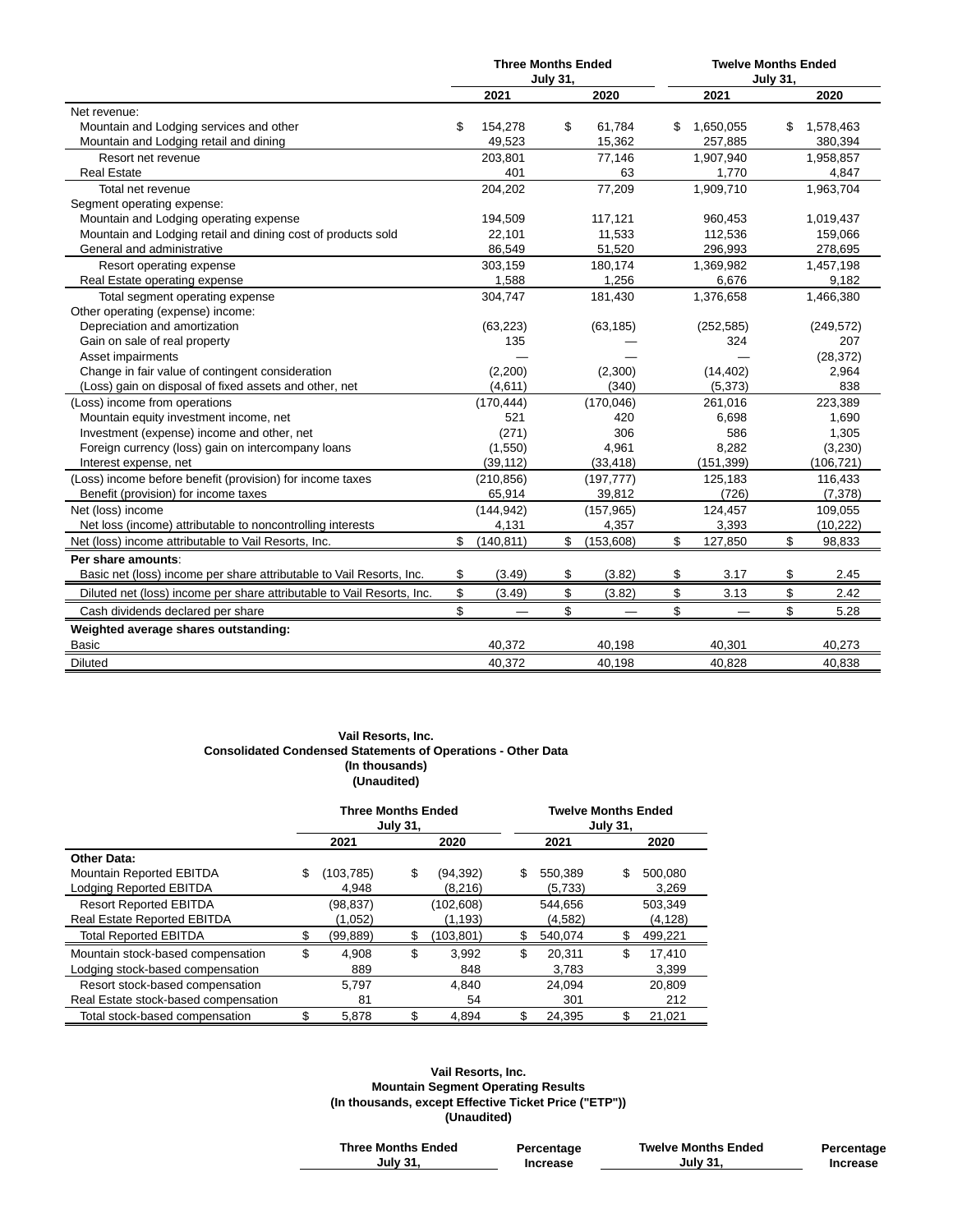| | Three Months Ended July 31, | | Twelve Months Ended July 31, | |
|---|---|---|---|---|
| | 2021 | 2020 | 2021 | 2020 |
| Net revenue: | | | | |
| Mountain and Lodging services and other | $ 154,278 | $ 61,784 | $ 1,650,055 | $ 1,578,463 |
| Mountain and Lodging retail and dining | 49,523 | 15,362 | 257,885 | 380,394 |
| Resort net revenue | 203,801 | 77,146 | 1,907,940 | 1,958,857 |
| Real Estate | 401 | 63 | 1,770 | 4,847 |
| Total net revenue | 204,202 | 77,209 | 1,909,710 | 1,963,704 |
| Segment operating expense: | | | | |
| Mountain and Lodging operating expense | 194,509 | 117,121 | 960,453 | 1,019,437 |
| Mountain and Lodging retail and dining cost of products sold | 22,101 | 11,533 | 112,536 | 159,066 |
| General and administrative | 86,549 | 51,520 | 296,993 | 278,695 |
| Resort operating expense | 303,159 | 180,174 | 1,369,982 | 1,457,198 |
| Real Estate operating expense | 1,588 | 1,256 | 6,676 | 9,182 |
| Total segment operating expense | 304,747 | 181,430 | 1,376,658 | 1,466,380 |
| Other operating (expense) income: | | | | |
| Depreciation and amortization | (63,223) | (63,185) | (252,585) | (249,572) |
| Gain on sale of real property | 135 | — | 324 | 207 |
| Asset impairments | — | — | — | (28,372) |
| Change in fair value of contingent consideration | (2,200) | (2,300) | (14,402) | 2,964 |
| (Loss) gain on disposal of fixed assets and other, net | (4,611) | (340) | (5,373) | 838 |
| (Loss) income from operations | (170,444) | (170,046) | 261,016 | 223,389 |
| Mountain equity investment income, net | 521 | 420 | 6,698 | 1,690 |
| Investment (expense) income and other, net | (271) | 306 | 586 | 1,305 |
| Foreign currency (loss) gain on intercompany loans | (1,550) | 4,961 | 8,282 | (3,230) |
| Interest expense, net | (39,112) | (33,418) | (151,399) | (106,721) |
| (Loss) income before benefit (provision) for income taxes | (210,856) | (197,777) | 125,183 | 116,433 |
| Benefit (provision) for income taxes | 65,914 | 39,812 | (726) | (7,378) |
| Net (loss) income | (144,942) | (157,965) | 124,457 | 109,055 |
| Net loss (income) attributable to noncontrolling interests | 4,131 | 4,357 | 3,393 | (10,222) |
| Net (loss) income attributable to Vail Resorts, Inc. | $ (140,811) | $ (153,608) | $ 127,850 | $ 98,833 |
| **Per share amounts**: | | | | |
| Basic net (loss) income per share attributable to Vail Resorts, Inc. | $ (3.49) | $ (3.82) | $ 3.17 | $ 2.45 |
| Diluted net (loss) income per share attributable to Vail Resorts, Inc. | $ (3.49) | $ (3.82) | $ 3.13 | $ 2.42 |
| Cash dividends declared per share | $ — | $ — | $ — | $ 5.28 |
| **Weighted average shares outstanding:** | | | | |
| Basic | 40,372 | 40,198 | 40,301 | 40,273 |
| Diluted | 40,372 | 40,198 | 40,828 | 40,838 |

**Vail Resorts, Inc.**
**Consolidated Condensed Statements of Operations - Other Data**
**(In thousands)**
**(Unaudited)**

| | Three Months Ended July 31, | | Twelve Months Ended July 31, | |
|---|---|---|---|---|
| | 2021 | 2020 | 2021 | 2020 |
| **Other Data:** | | | | |
| Mountain Reported EBITDA | $ (103,785) | $ (94,392) | $ 550,389 | $ 500,080 |
| Lodging Reported EBITDA | 4,948 | (8,216) | (5,733) | 3,269 |
| Resort Reported EBITDA | (98,837) | (102,608) | 544,656 | 503,349 |
| Real Estate Reported EBITDA | (1,052) | (1,193) | (4,582) | (4,128) |
| Total Reported EBITDA | $ (99,889) | $ (103,801) | $ 540,074 | $ 499,221 |
| Mountain stock-based compensation | $ 4,908 | $ 3,992 | $ 20,311 | $ 17,410 |
| Lodging stock-based compensation | 889 | 848 | 3,783 | 3,399 |
| Resort stock-based compensation | 5,797 | 4,840 | 24,094 | 20,809 |
| Real Estate stock-based compensation | 81 | 54 | 301 | 212 |
| Total stock-based compensation | $ 5,878 | $ 4,894 | $ 24,395 | $ 21,021 |

**Vail Resorts, Inc.**
**Mountain Segment Operating Results**
**(In thousands, except Effective Ticket Price ("ETP"))**
**(Unaudited)**

| Three Months Ended July 31, | Percentage Increase | Twelve Months Ended July 31, | Percentage Increase |
|---|---|---|---|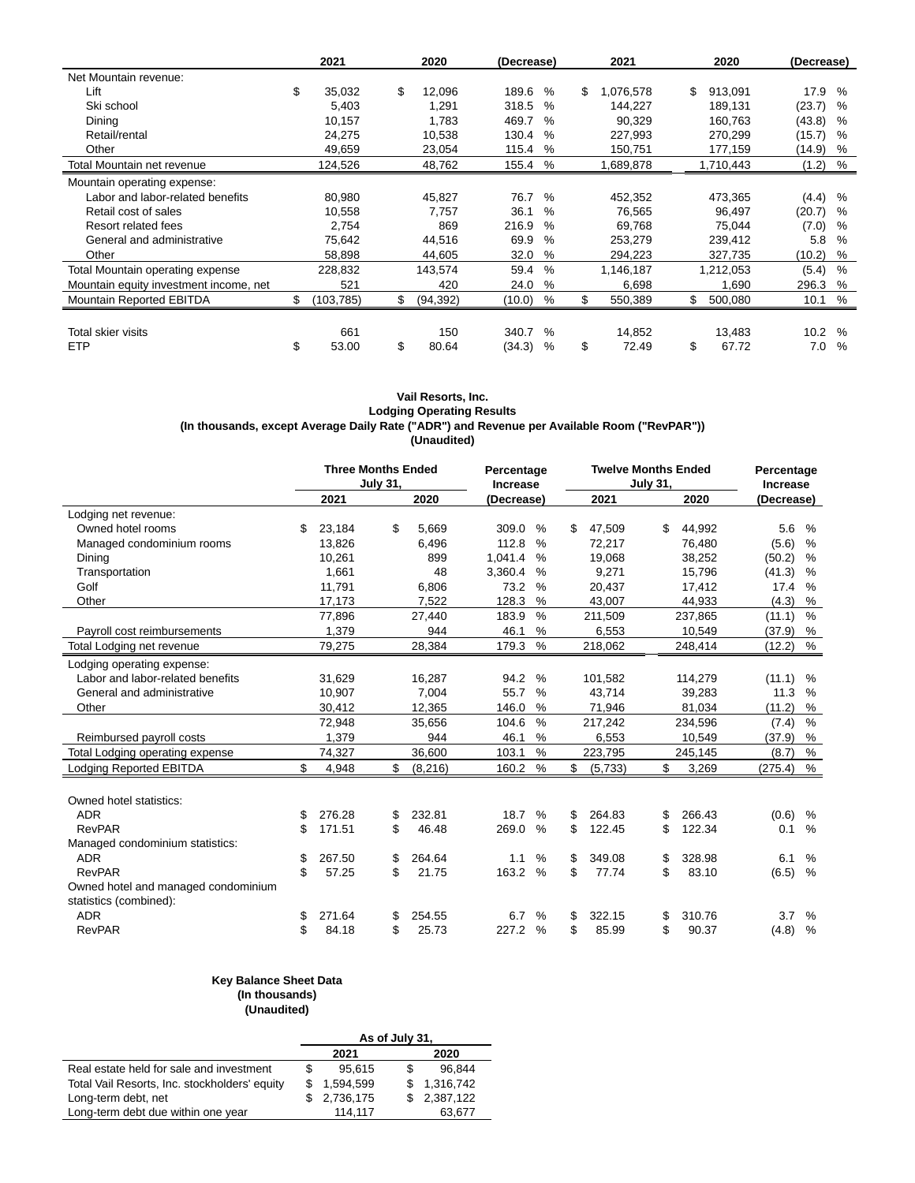|  | 2021 | 2020 | (Decrease) | 2021 | 2020 | (Decrease) |
|---|---|---|---|---|---|---|
| Net Mountain revenue: |  |  |  |  |  |  |
| Lift | $ 35,032 | $ 12,096 | 189.6 % | $ 1,076,578 | $ 913,091 | 17.9 % |
| Ski school | 5,403 | 1,291 | 318.5 % | 144,227 | 189,131 | (23.7) % |
| Dining | 10,157 | 1,783 | 469.7 % | 90,329 | 160,763 | (43.8) % |
| Retail/rental | 24,275 | 10,538 | 130.4 % | 227,993 | 270,299 | (15.7) % |
| Other | 49,659 | 23,054 | 115.4 % | 150,751 | 177,159 | (14.9) % |
| Total Mountain net revenue | 124,526 | 48,762 | 155.4 % | 1,689,878 | 1,710,443 | (1.2) % |
| Mountain operating expense: |  |  |  |  |  |  |
| Labor and labor-related benefits | 80,980 | 45,827 | 76.7 % | 452,352 | 473,365 | (4.4) % |
| Retail cost of sales | 10,558 | 7,757 | 36.1 % | 76,565 | 96,497 | (20.7) % |
| Resort related fees | 2,754 | 869 | 216.9 % | 69,768 | 75,044 | (7.0) % |
| General and administrative | 75,642 | 44,516 | 69.9 % | 253,279 | 239,412 | 5.8 % |
| Other | 58,898 | 44,605 | 32.0 % | 294,223 | 327,735 | (10.2) % |
| Total Mountain operating expense | 228,832 | 143,574 | 59.4 % | 1,146,187 | 1,212,053 | (5.4) % |
| Mountain equity investment income, net | 521 | 420 | 24.0 % | 6,698 | 1,690 | 296.3 % |
| Mountain Reported EBITDA | $ (103,785) | $ (94,392) | (10.0) % | $ 550,389 | $ 500,080 | 10.1 % |
|  |  |  |  |  |  |  |
| Total skier visits | 661 | 150 | 340.7 % | 14,852 | 13,483 | 10.2 % |
| ETP | $ 53.00 | $ 80.64 | (34.3) % | $ 72.49 | $ 67.72 | 7.0 % |

**Vail Resorts, Inc.**
**Lodging Operating Results**
**(In thousands, except Average Daily Rate ("ADR") and Revenue per Available Room ("RevPAR"))**
**(Unaudited)**

|  | Three Months Ended July 31, |  | Percentage Increase | Twelve Months Ended July 31, |  | Percentage Increase |
|---|---|---|---|---|---|---|
|  | 2021 | 2020 | (Decrease) | 2021 | 2020 | (Decrease) |
| Lodging net revenue: |  |  |  |  |  |  |
| Owned hotel rooms | $ 23,184 | $ 5,669 | 309.0 % | $ 47,509 | $ 44,992 | 5.6 % |
| Managed condominium rooms | 13,826 | 6,496 | 112.8 % | 72,217 | 76,480 | (5.6) % |
| Dining | 10,261 | 899 | 1,041.4 % | 19,068 | 38,252 | (50.2) % |
| Transportation | 1,661 | 48 | 3,360.4 % | 9,271 | 15,796 | (41.3) % |
| Golf | 11,791 | 6,806 | 73.2 % | 20,437 | 17,412 | 17.4 % |
| Other | 17,173 | 7,522 | 128.3 % | 43,007 | 44,933 | (4.3) % |
|  | 77,896 | 27,440 | 183.9 % | 211,509 | 237,865 | (11.1) % |
| Payroll cost reimbursements | 1,379 | 944 | 46.1 % | 6,553 | 10,549 | (37.9) % |
| Total Lodging net revenue | 79,275 | 28,384 | 179.3 % | 218,062 | 248,414 | (12.2) % |
| Lodging operating expense: |  |  |  |  |  |  |
| Labor and labor-related benefits | 31,629 | 16,287 | 94.2 % | 101,582 | 114,279 | (11.1) % |
| General and administrative | 10,907 | 7,004 | 55.7 % | 43,714 | 39,283 | 11.3 % |
| Other | 30,412 | 12,365 | 146.0 % | 71,946 | 81,034 | (11.2) % |
|  | 72,948 | 35,656 | 104.6 % | 217,242 | 234,596 | (7.4) % |
| Reimbursed payroll costs | 1,379 | 944 | 46.1 % | 6,553 | 10,549 | (37.9) % |
| Total Lodging operating expense | 74,327 | 36,600 | 103.1 % | 223,795 | 245,145 | (8.7) % |
| Lodging Reported EBITDA | $ 4,948 | $ (8,216) | 160.2 % | $ (5,733) | $ 3,269 | (275.4) % |
|  |  |  |  |  |  |  |
| Owned hotel statistics: |  |  |  |  |  |  |
| ADR | $ 276.28 | $ 232.81 | 18.7 % | $ 264.83 | $ 266.43 | (0.6) % |
| RevPAR | $ 171.51 | $ 46.48 | 269.0 % | $ 122.45 | $ 122.34 | 0.1 % |
| Managed condominium statistics: |  |  |  |  |  |  |
| ADR | $ 267.50 | $ 264.64 | 1.1 % | $ 349.08 | $ 328.98 | 6.1 % |
| RevPAR | $ 57.25 | $ 21.75 | 163.2 % | $ 77.74 | $ 83.10 | (6.5) % |
| Owned hotel and managed condominium statistics (combined): |  |  |  |  |  |  |
| ADR | $ 271.64 | $ 254.55 | 6.7 % | $ 322.15 | $ 310.76 | 3.7 % |
| RevPAR | $ 84.18 | $ 25.73 | 227.2 % | $ 85.99 | $ 90.37 | (4.8) % |

**Key Balance Sheet Data**
**(In thousands)**
**(Unaudited)**

|  | As of July 31, |  |
|---|---|---|
|  | 2021 | 2020 |
| Real estate held for sale and investment | $ 95,615 | $ 96,844 |
| Total Vail Resorts, Inc. stockholders' equity | $ 1,594,599 | $ 1,316,742 |
| Long-term debt, net | $ 2,736,175 | $ 2,387,122 |
| Long-term debt due within one year | 114,117 | 63,677 |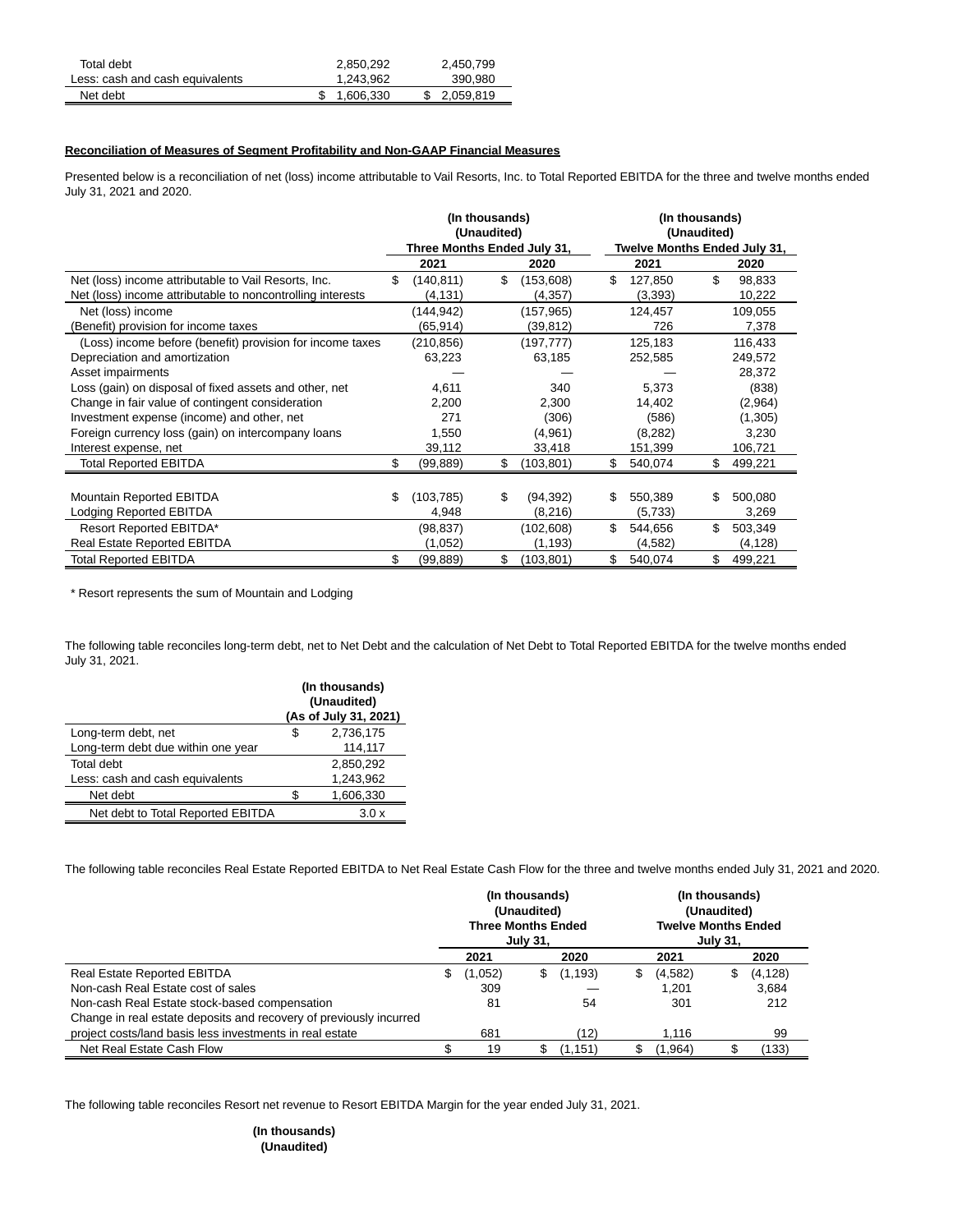| | | |
|---|---|---|
| Total debt | 2,850,292 | 2,450,799 |
| Less: cash and cash equivalents | 1,243,962 | 390,980 |
| Net debt | $ 1,606,330 | $ 2,059,819 |

**Reconciliation of Measures of Segment Profitability and Non-GAAP Financial Measures**

Presented below is a reconciliation of net (loss) income attributable to Vail Resorts, Inc. to Total Reported EBITDA for the three and twelve months ended July 31, 2021 and 2020.

| | (In thousands) (Unaudited) Three Months Ended July 31, | | (In thousands) (Unaudited) Twelve Months Ended July 31, | |
|---|---|---|---|---|
| | 2021 | 2020 | 2021 | 2020 |
| Net (loss) income attributable to Vail Resorts, Inc. | $ (140,811) | $ (153,608) | $ 127,850 | $ 98,833 |
| Net (loss) income attributable to noncontrolling interests | (4,131) | (4,357) | (3,393) | 10,222 |
| Net (loss) income | (144,942) | (157,965) | 124,457 | 109,055 |
| (Benefit) provision for income taxes | (65,914) | (39,812) | 726 | 7,378 |
| (Loss) income before (benefit) provision for income taxes | (210,856) | (197,777) | 125,183 | 116,433 |
| Depreciation and amortization | 63,223 | 63,185 | 252,585 | 249,572 |
| Asset impairments | — | — | — | 28,372 |
| Loss (gain) on disposal of fixed assets and other, net | 4,611 | 340 | 5,373 | (838) |
| Change in fair value of contingent consideration | 2,200 | 2,300 | 14,402 | (2,964) |
| Investment expense (income) and other, net | 271 | (306) | (586) | (1,305) |
| Foreign currency loss (gain) on intercompany loans | 1,550 | (4,961) | (8,282) | 3,230 |
| Interest expense, net | 39,112 | 33,418 | 151,399 | 106,721 |
| Total Reported EBITDA | $ (99,889) | $ (103,801) | $ 540,074 | $ 499,221 |
| | | | | |
| Mountain Reported EBITDA | $ (103,785) | $ (94,392) | $ 550,389 | $ 500,080 |
| Lodging Reported EBITDA | 4,948 | (8,216) | (5,733) | 3,269 |
| Resort Reported EBITDA* | (98,837) | (102,608) | $ 544,656 | $ 503,349 |
| Real Estate Reported EBITDA | (1,052) | (1,193) | (4,582) | (4,128) |
| Total Reported EBITDA | $ (99,889) | $ (103,801) | $ 540,074 | $ 499,221 |

\* Resort represents the sum of Mountain and Lodging

The following table reconciles long-term debt, net to Net Debt and the calculation of Net Debt to Total Reported EBITDA for the twelve months ended July 31, 2021.

| | (In thousands) (Unaudited) (As of July 31, 2021) |
|---|---|
| Long-term debt, net | $ 2,736,175 |
| Long-term debt due within one year | 114,117 |
| Total debt | 2,850,292 |
| Less: cash and cash equivalents | 1,243,962 |
| Net debt | $ 1,606,330 |
| Net debt to Total Reported EBITDA | 3.0 x |

The following table reconciles Real Estate Reported EBITDA to Net Real Estate Cash Flow for the three and twelve months ended July 31, 2021 and 2020.

| | (In thousands) (Unaudited) Three Months Ended July 31, | | (In thousands) (Unaudited) Twelve Months Ended July 31, | |
|---|---|---|---|---|
| | 2021 | 2020 | 2021 | 2020 |
| Real Estate Reported EBITDA | $ (1,052) | $ (1,193) | $ (4,582) | $ (4,128) |
| Non-cash Real Estate cost of sales | 309 | — | 1,201 | 3,684 |
| Non-cash Real Estate stock-based compensation | 81 | 54 | 301 | 212 |
| Change in real estate deposits and recovery of previously incurred project costs/land basis less investments in real estate | 681 | (12) | 1,116 | 99 |
| Net Real Estate Cash Flow | $ 19 | $ (1,151) | $ (1,964) | $ (133) |

The following table reconciles Resort net revenue to Resort EBITDA Margin for the year ended July 31, 2021.

**(In thousands)**
**(Unaudited)**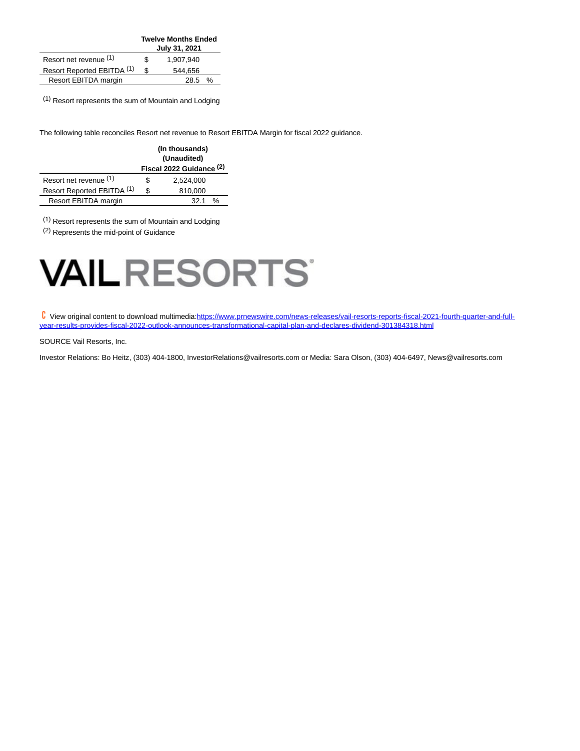| | Twelve Months Ended July 31, 2021 | |
|---|---|---|
| Resort net revenue [1] | $ | 1,907,940 |
| Resort Reported EBITDA [1] | $ | 544,656 |
| Resort EBITDA margin | | 28.5 % |

[1] Resort represents the sum of Mountain and Lodging

The following table reconciles Resort net revenue to Resort EBITDA Margin for fiscal 2022 guidance.

| | (In thousands) (Unaudited) Fiscal 2022 Guidance [2] | |
|---|---|---|
| Resort net revenue [1] | $ | 2,524,000 |
| Resort Reported EBITDA [1] | $ | 810,000 |
| Resort EBITDA margin | | 32.1 % |

[1] Resort represents the sum of Mountain and Lodging

[2] Represents the mid-point of Guidance

VAIL RESORTS®

View original content to download multimedia:https://www.prnewswire.com/news-releases/vail-resorts-reports-fiscal-2021-fourth-quarter-and-full-year-results-provides-fiscal-2022-outlook-announces-transformational-capital-plan-and-declares-dividend-301384318.html

SOURCE Vail Resorts, Inc.

Investor Relations: Bo Heitz, (303) 404-1800, InvestorRelations@vailresorts.com or Media: Sara Olson, (303) 404-6497, News@vailresorts.com